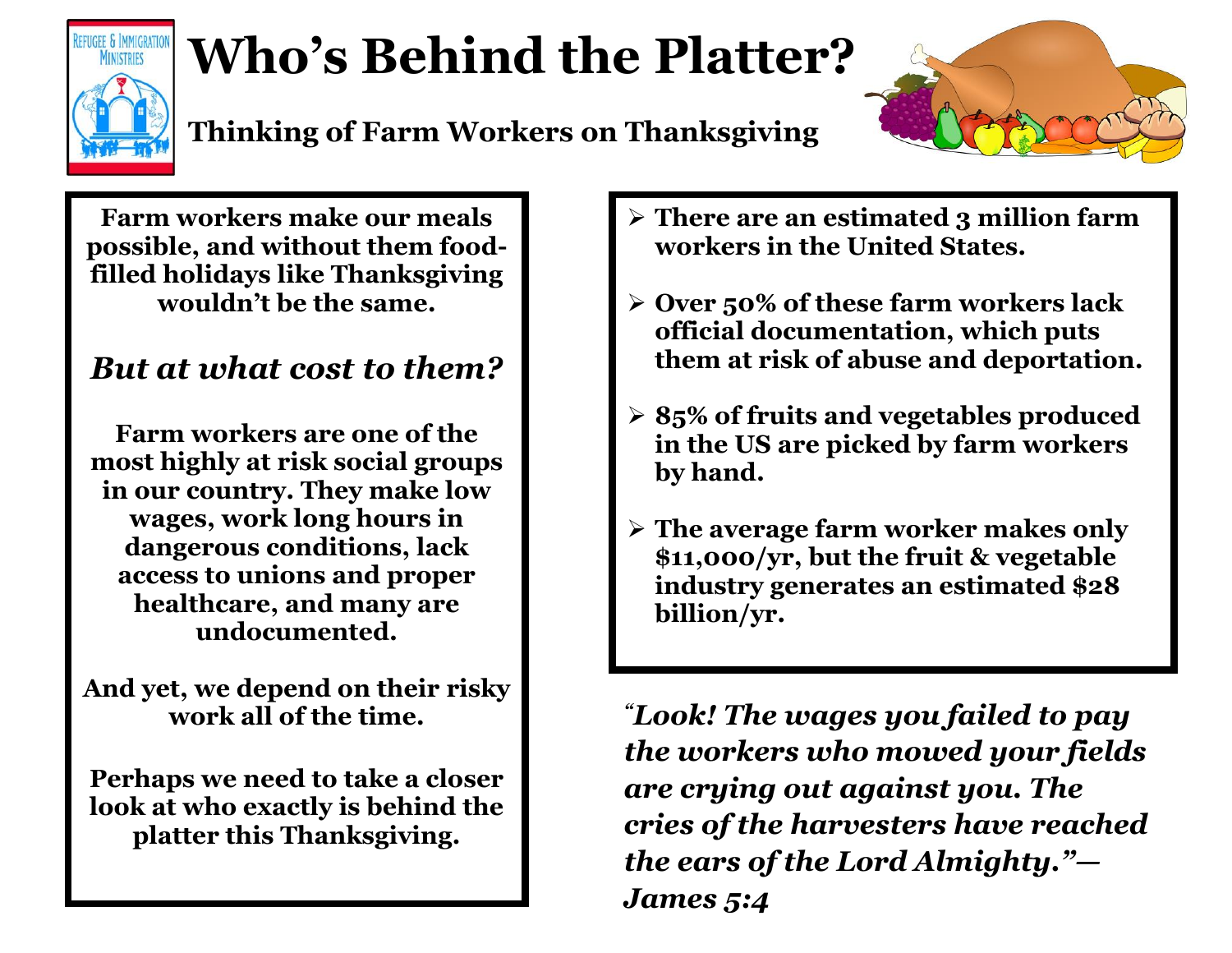# Who's Behind the Platter?

### Thinking of Farm Workers on Thanksgiving

**Farm workers make our meals possible, and without them food-filled holidays like Thanksgiving wouldn't be the same.**

***But at what cost to them?***

**Farm workers are one of the most highly at risk social groups in our country. They make low wages, work long hours in dangerous conditions, lack access to unions and proper healthcare, and many are undocumented.**

**And yet, we depend on their risky work all of the time.**

**Perhaps we need to take a closer look at who exactly is behind the platter this Thanksgiving.**

- **There are an estimated 3 million farm workers in the United States.**
- **Over 50% of these farm workers lack official documentation, which puts them at risk of abuse and deportation.**
- **85% of fruits and vegetables produced in the US are picked by farm workers by hand.**
- **The average farm worker makes only $11,000/yr, but the fruit & vegetable industry generates an estimated $28 billion/yr.**

***"Look! The wages you failed to pay the workers who mowed your fields are crying out against you. The cries of the harvesters have reached the ears of the Lord Almighty."— James 5:4***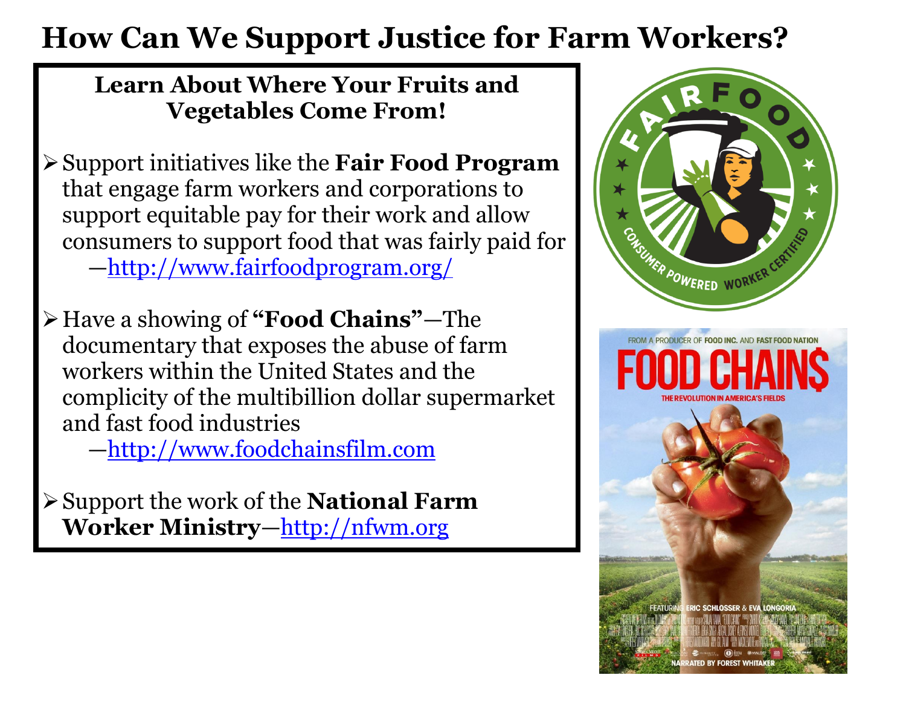# How Can We Support Justice for Farm Workers?

## Learn About Where Your Fruits and Vegetables Come From!

- Support initiatives like the **Fair Food Program** that engage farm workers and corporations to support equitable pay for their work and allow consumers to support food that was fairly paid for —http://www.fairfoodprogram.org/

- Have a showing of **"Food Chains"**—The documentary that exposes the abuse of farm workers within the United States and the complicity of the multibillion dollar supermarket and fast food industries —http://www.foodchainsfilm.com

- Support the work of the **National Farm Worker Ministry**—http://nfwm.org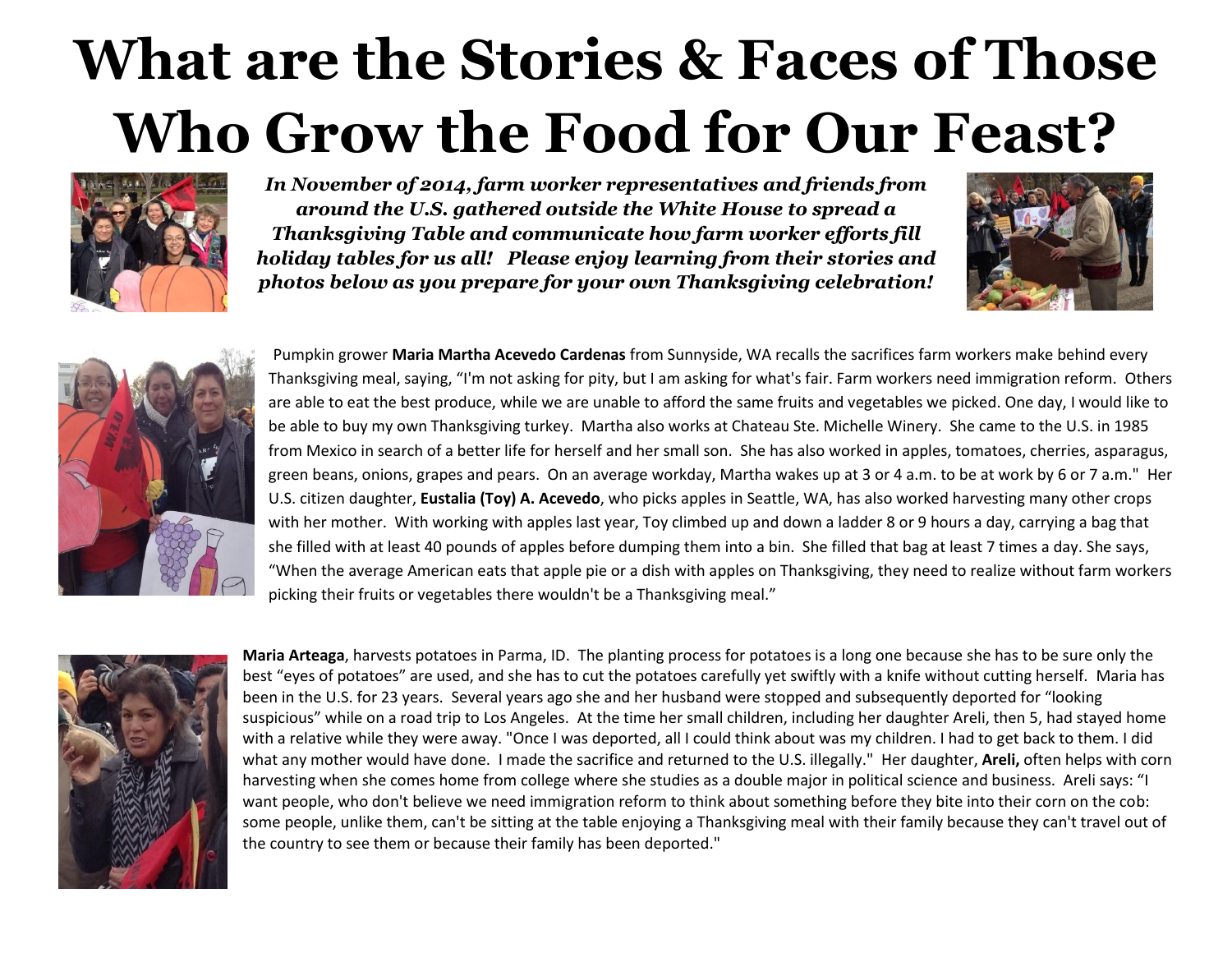# What are the Stories & Faces of Those Who Grow the Food for Our Feast?

***In November of 2014, farm worker representatives and friends from around the U.S. gathered outside the White House to spread a Thanksgiving Table and communicate how farm worker efforts fill holiday tables for us all! Please enjoy learning from their stories and photos below as you prepare for your own Thanksgiving celebration!***

Pumpkin grower **Maria Martha Acevedo Cardenas** from Sunnyside, WA recalls the sacrifices farm workers make behind every Thanksgiving meal, saying, "I'm not asking for pity, but I am asking for what's fair. Farm workers need immigration reform. Others are able to eat the best produce, while we are unable to afford the same fruits and vegetables we picked. One day, I would like to be able to buy my own Thanksgiving turkey. Martha also works at Chateau Ste. Michelle Winery. She came to the U.S. in 1985 from Mexico in search of a better life for herself and her small son. She has also worked in apples, tomatoes, cherries, asparagus, green beans, onions, grapes and pears. On an average workday, Martha wakes up at 3 or 4 a.m. to be at work by 6 or 7 a.m." Her U.S. citizen daughter, **Eustalia (Toy) A. Acevedo**, who picks apples in Seattle, WA, has also worked harvesting many other crops with her mother. With working with apples last year, Toy climbed up and down a ladder 8 or 9 hours a day, carrying a bag that she filled with at least 40 pounds of apples before dumping them into a bin. She filled that bag at least 7 times a day. She says, "When the average American eats that apple pie or a dish with apples on Thanksgiving, they need to realize without farm workers picking their fruits or vegetables there wouldn't be a Thanksgiving meal."

**Maria Arteaga**, harvests potatoes in Parma, ID. The planting process for potatoes is a long one because she has to be sure only the best "eyes of potatoes" are used, and she has to cut the potatoes carefully yet swiftly with a knife without cutting herself. Maria has been in the U.S. for 23 years. Several years ago she and her husband were stopped and subsequently deported for "looking suspicious" while on a road trip to Los Angeles. At the time her small children, including her daughter Areli, then 5, had stayed home with a relative while they were away. "Once I was deported, all I could think about was my children. I had to get back to them. I did what any mother would have done. I made the sacrifice and returned to the U.S. illegally." Her daughter, **Areli,** often helps with corn harvesting when she comes home from college where she studies as a double major in political science and business. Areli says: "I want people, who don't believe we need immigration reform to think about something before they bite into their corn on the cob: some people, unlike them, can't be sitting at the table enjoying a Thanksgiving meal with their family because they can't travel out of the country to see them or because their family has been deported."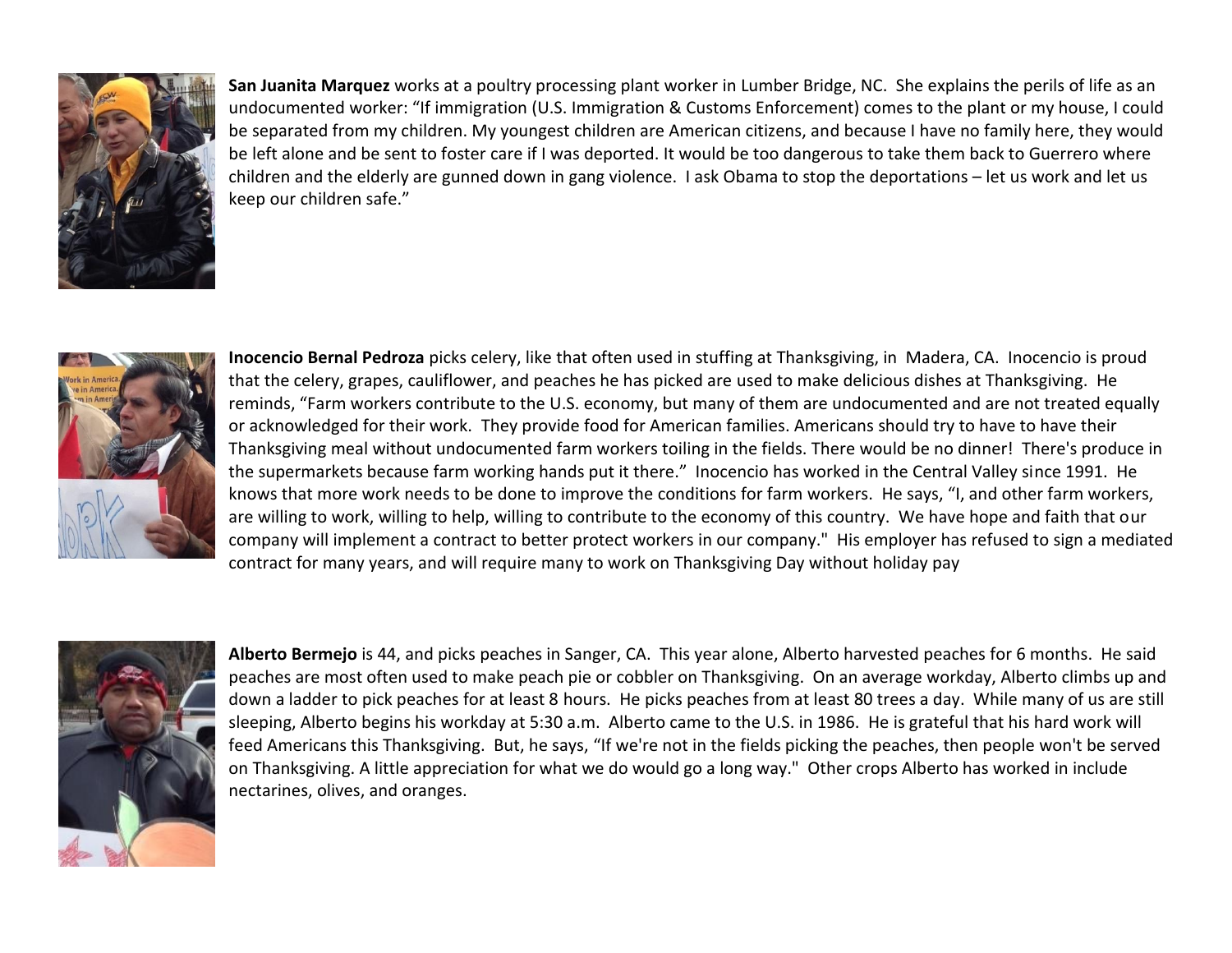**San Juanita Marquez** works at a poultry processing plant worker in Lumber Bridge, NC. She explains the perils of life as an undocumented worker: "If immigration (U.S. Immigration & Customs Enforcement) comes to the plant or my house, I could be separated from my children. My youngest children are American citizens, and because I have no family here, they would be left alone and be sent to foster care if I was deported. It would be too dangerous to take them back to Guerrero where children and the elderly are gunned down in gang violence. I ask Obama to stop the deportations – let us work and let us keep our children safe."

**Inocencio Bernal Pedroza** picks celery, like that often used in stuffing at Thanksgiving, in Madera, CA. Inocencio is proud that the celery, grapes, cauliflower, and peaches he has picked are used to make delicious dishes at Thanksgiving. He reminds, "Farm workers contribute to the U.S. economy, but many of them are undocumented and are not treated equally or acknowledged for their work. They provide food for American families. Americans should try to have to have their Thanksgiving meal without undocumented farm workers toiling in the fields. There would be no dinner! There's produce in the supermarkets because farm working hands put it there." Inocencio has worked in the Central Valley since 1991. He knows that more work needs to be done to improve the conditions for farm workers. He says, "I, and other farm workers, are willing to work, willing to help, willing to contribute to the economy of this country. We have hope and faith that our company will implement a contract to better protect workers in our company." His employer has refused to sign a mediated contract for many years, and will require many to work on Thanksgiving Day without holiday pay

**Alberto Bermejo** is 44, and picks peaches in Sanger, CA. This year alone, Alberto harvested peaches for 6 months. He said peaches are most often used to make peach pie or cobbler on Thanksgiving. On an average workday, Alberto climbs up and down a ladder to pick peaches for at least 8 hours. He picks peaches from at least 80 trees a day. While many of us are still sleeping, Alberto begins his workday at 5:30 a.m. Alberto came to the U.S. in 1986. He is grateful that his hard work will feed Americans this Thanksgiving. But, he says, "If we're not in the fields picking the peaches, then people won't be served on Thanksgiving. A little appreciation for what we do would go a long way." Other crops Alberto has worked in include nectarines, olives, and oranges.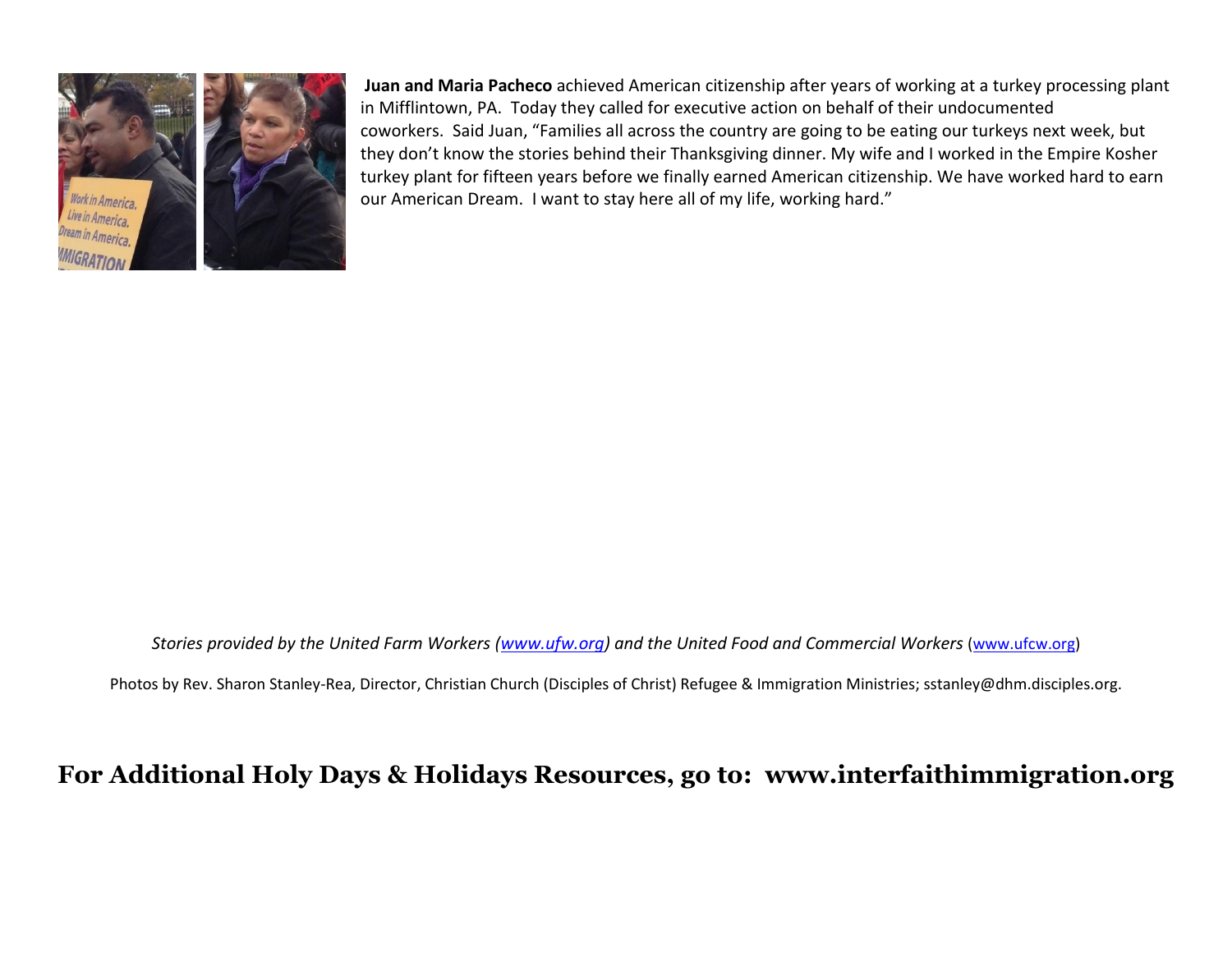**Juan and Maria Pacheco** achieved American citizenship after years of working at a turkey processing plant in Mifflintown, PA. Today they called for executive action on behalf of their undocumented coworkers. Said Juan, "Families all across the country are going to be eating our turkeys next week, but they don't know the stories behind their Thanksgiving dinner. My wife and I worked in the Empire Kosher turkey plant for fifteen years before we finally earned American citizenship. We have worked hard to earn our American Dream. I want to stay here all of my life, working hard."

*Stories provided by the United Farm Workers ([www.ufw.org](http://www.ufw.org)) and the United Food and Commercial Workers* ([www.ufcw.org](http://www.ufcw.org))

Photos by Rev. Sharon Stanley-Rea, Director, Christian Church (Disciples of Christ) Refugee & Immigration Ministries; sstanley@dhm.disciples.org.

## For Additional Holy Days & Holidays Resources, go to: www.interfaithimmigration.org